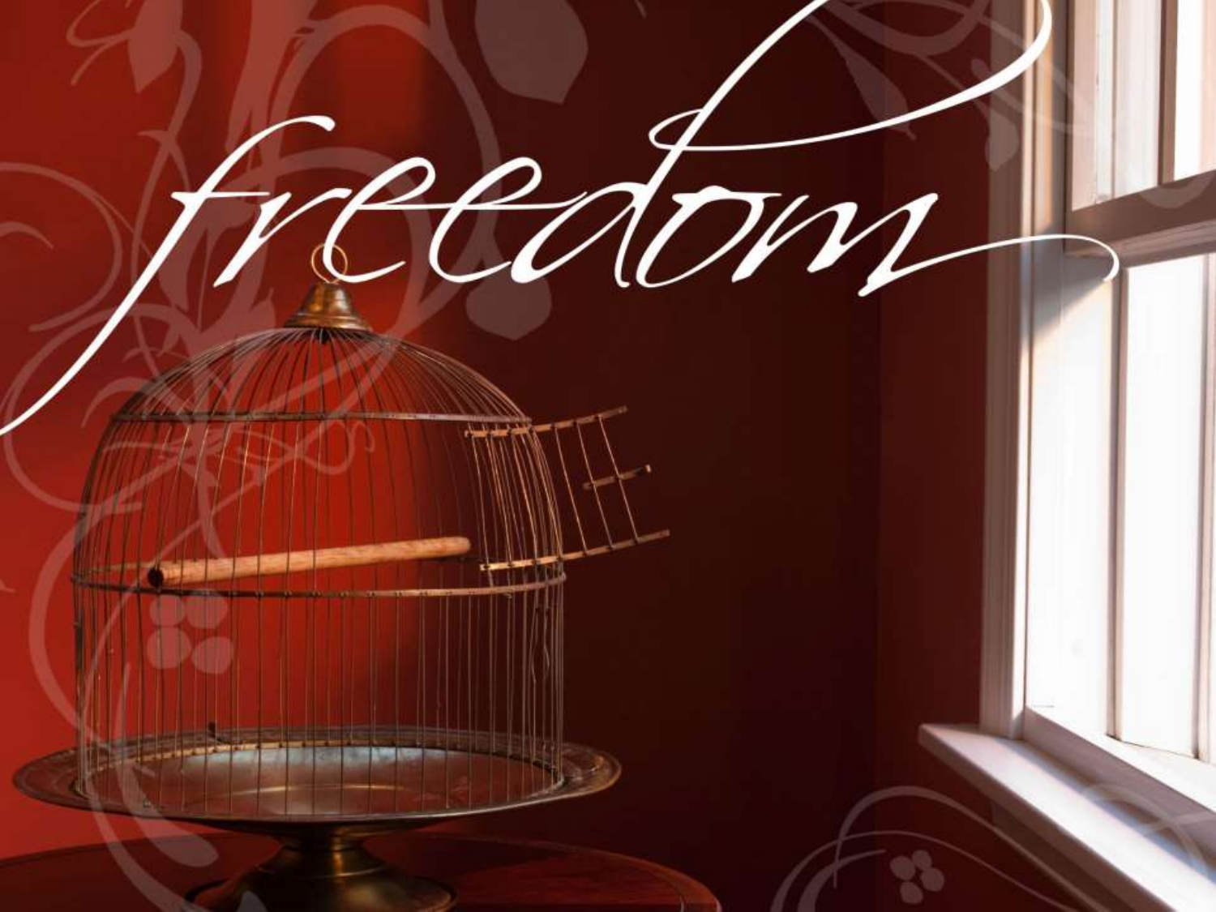# freedom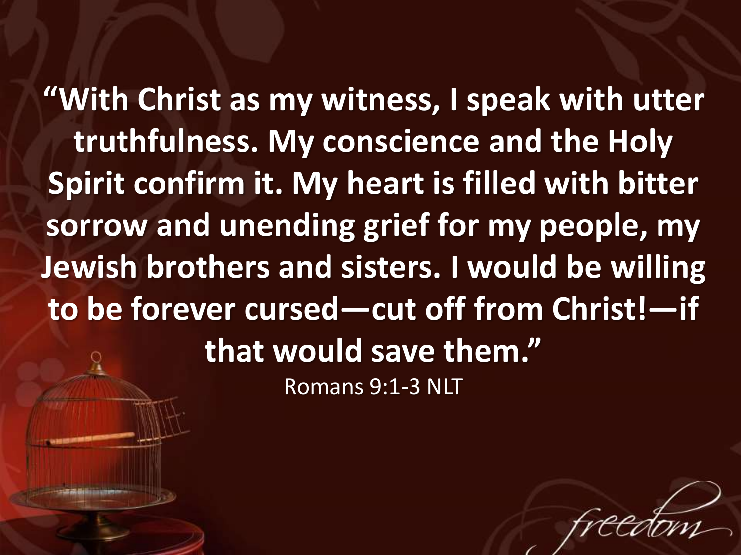**"With Christ as my witness, I speak with utter truthfulness. My conscience and the Holy Spirit confirm it. My heart is filled with bitter sorrow and unending grief for my people, my Jewish brothers and sisters. I would be willing to be forever cursed—cut off from Christ!—if that would save them."**

Romans 9:1-3 NLT

*freedom*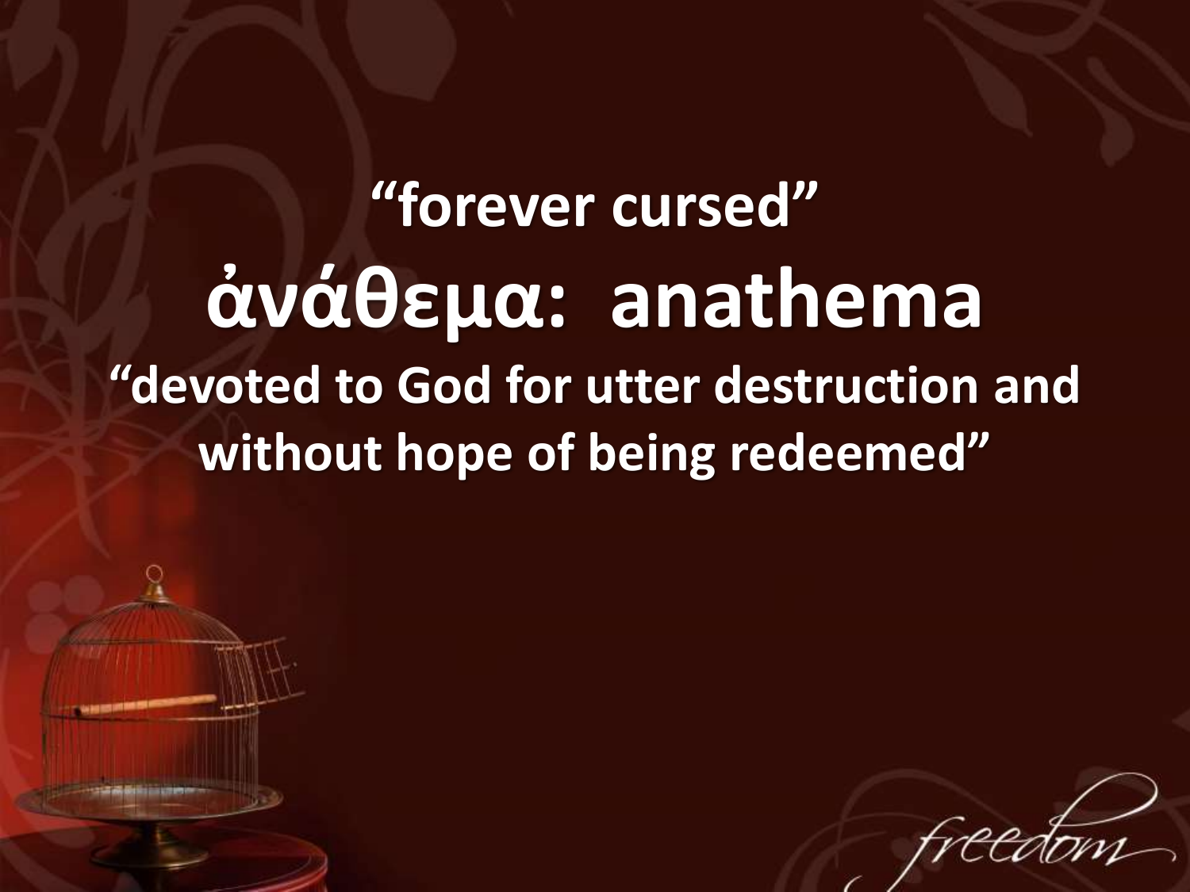**“forever cursed”**

# ἀνάθεμα: anathema

**“devoted to God for utter destruction and without hope of being redeemed”**

freedom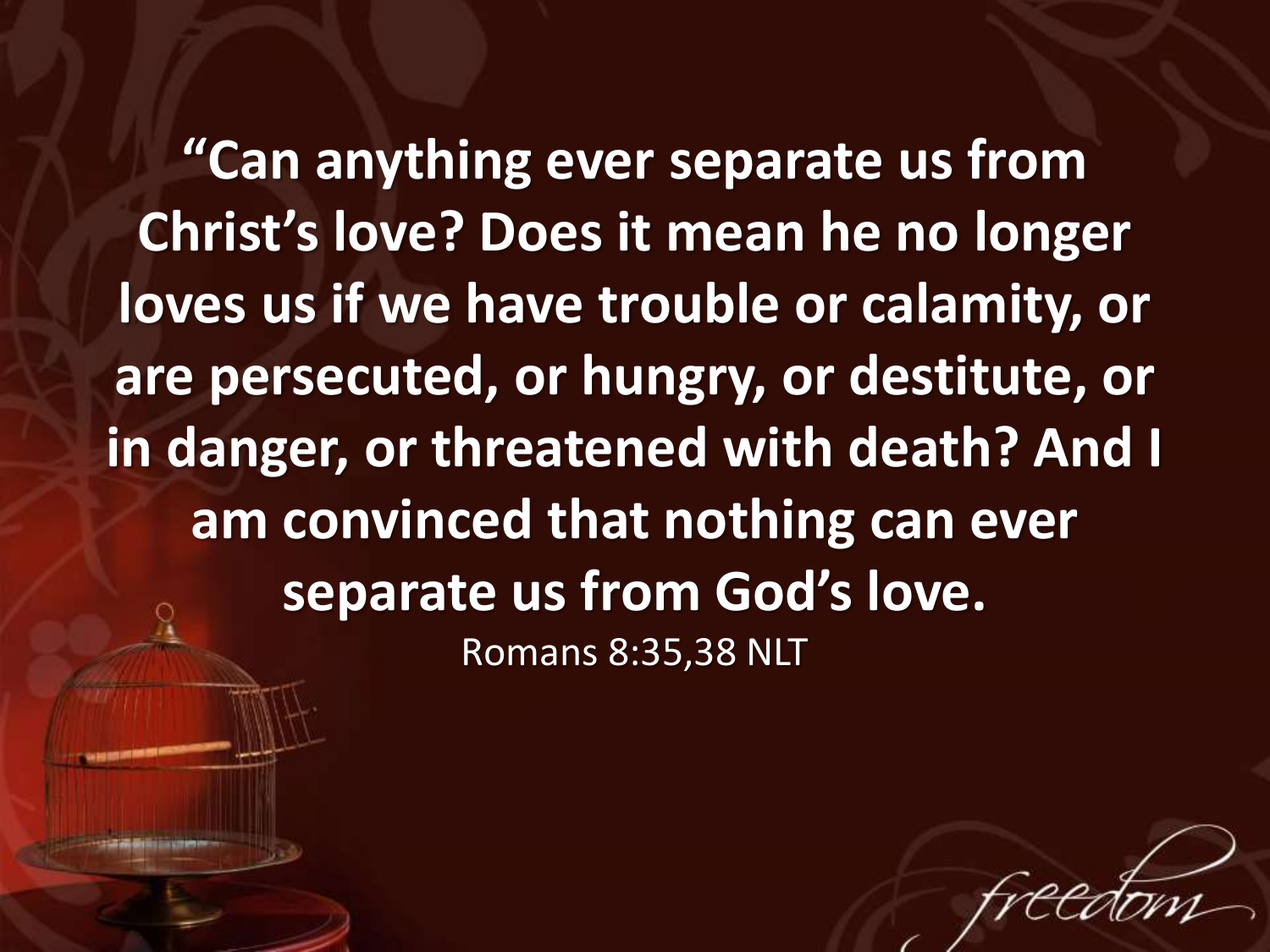**“Can anything ever separate us from Christ’s love? Does it mean he no longer loves us if we have trouble or calamity, or are persecuted, or hungry, or destitute, or in danger, or threatened with death? And I am convinced that nothing can ever separate us from God’s love.**

Romans 8:35,38 NLT

*freedom*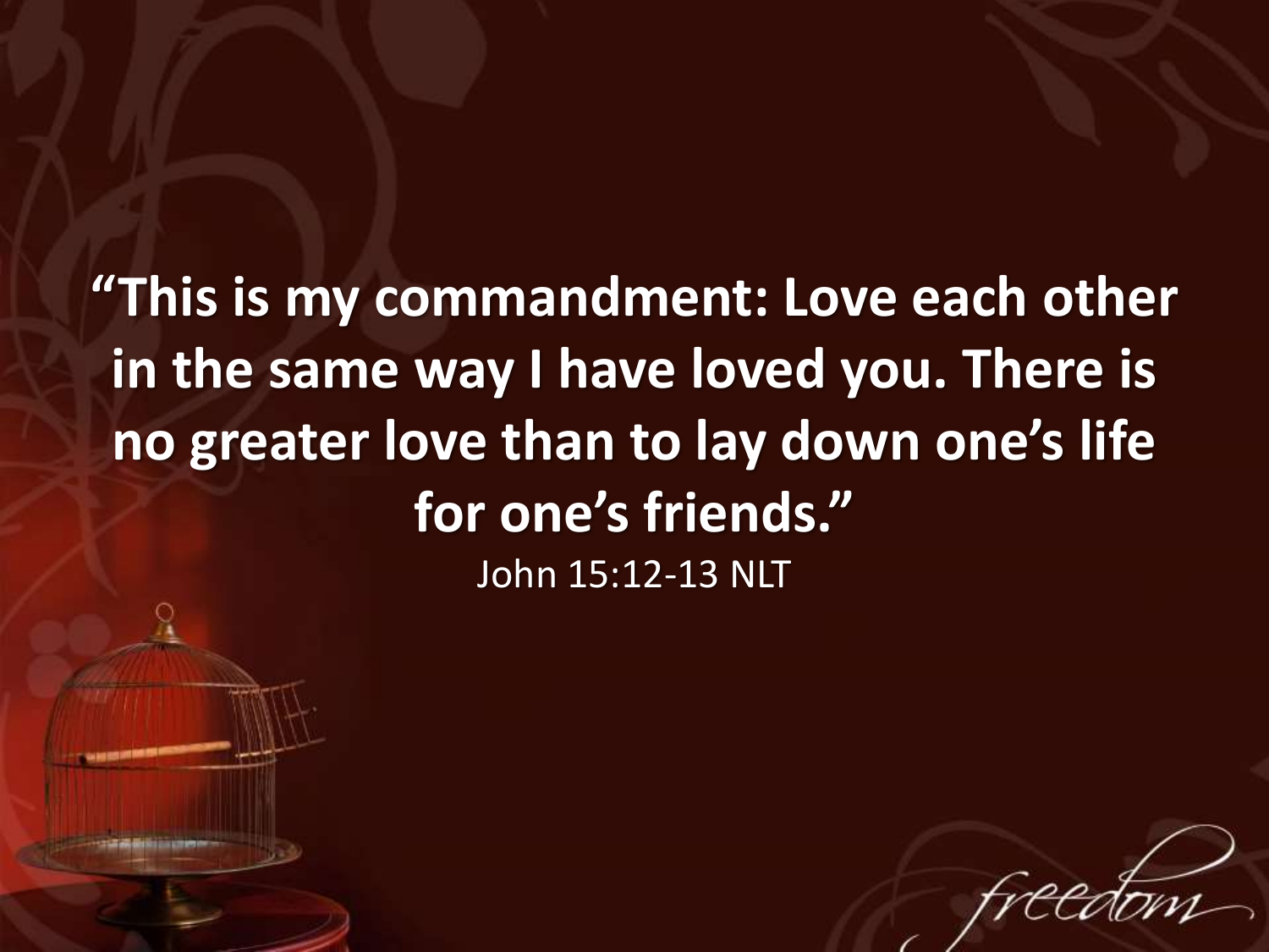**“This is my commandment: Love each other in the same way I have loved you. There is no greater love than to lay down one’s life for one’s friends.”**

John 15:12-13 NLT

*freedom*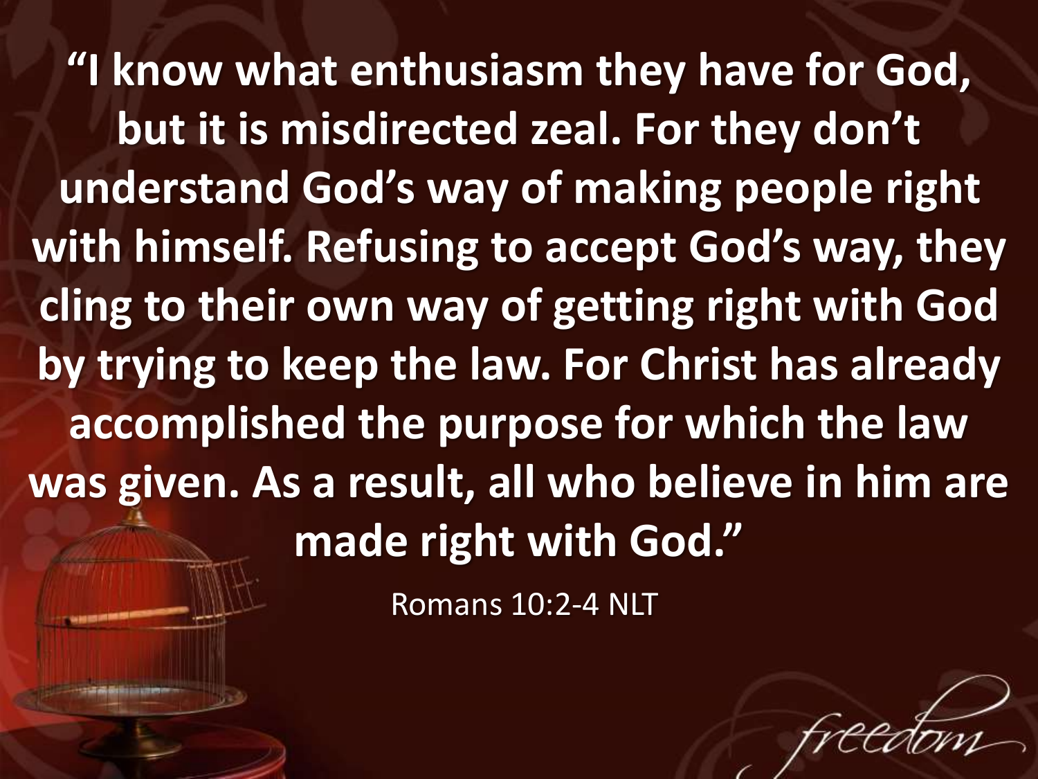**“I know what enthusiasm they have for God, but it is misdirected zeal. For they don’t understand God’s way of making people right with himself. Refusing to accept God’s way, they cling to their own way of getting right with God by trying to keep the law. For Christ has already accomplished the purpose for which the law was given. As a result, all who believe in him are made right with God.”**

Romans 10:2-4 NLT

*freedom*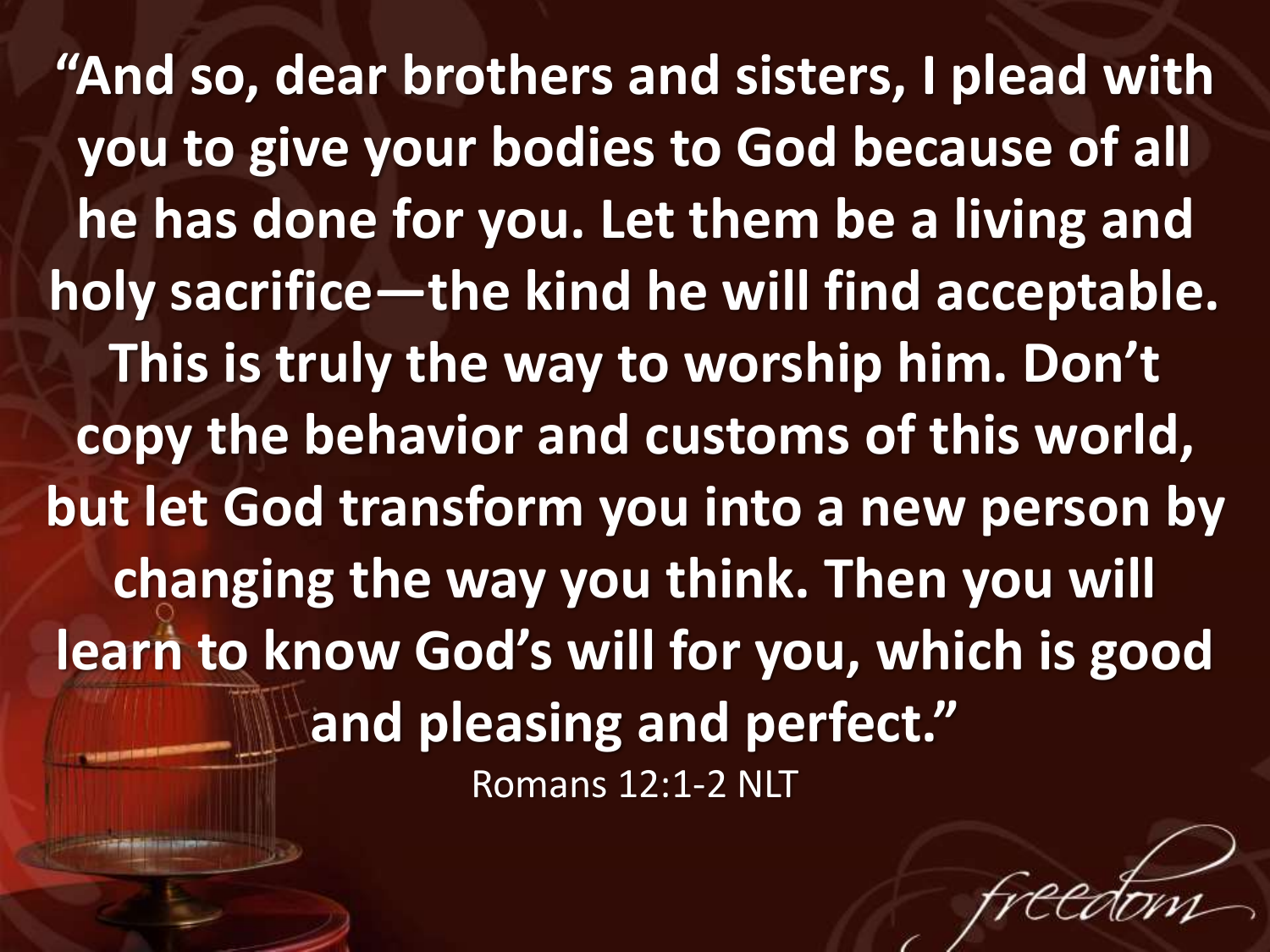"And so, dear brothers and sisters, I plead with you to give your bodies to God because of all he has done for you. Let them be a living and holy sacrifice—the kind he will find acceptable. This is truly the way to worship him. Don't copy the behavior and customs of this world, but let God transform you into a new person by changing the way you think. Then you will learn to know God's will for you, which is good and pleasing and perfect."

Romans 12:1-2 NLT

*freedom*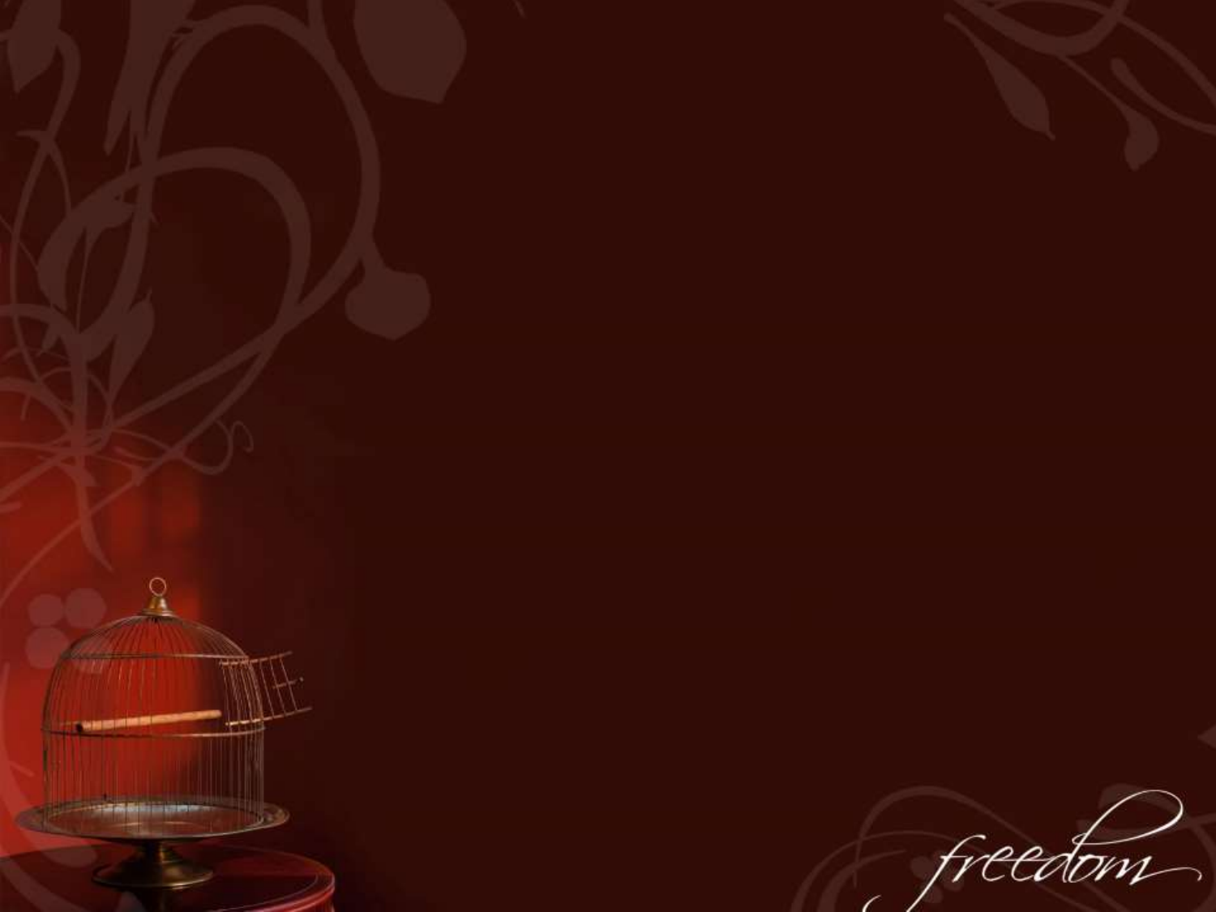*freedom*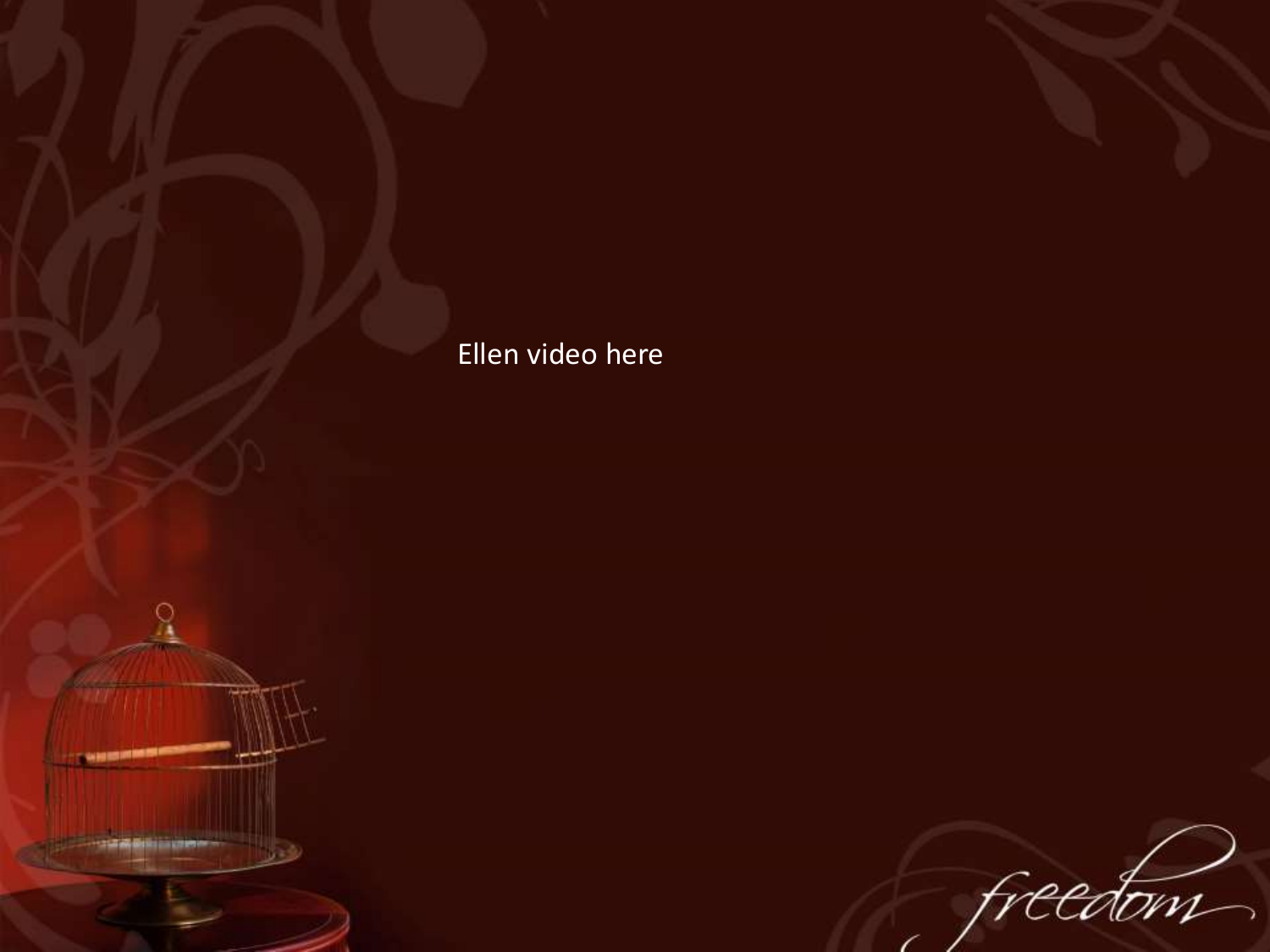Ellen video here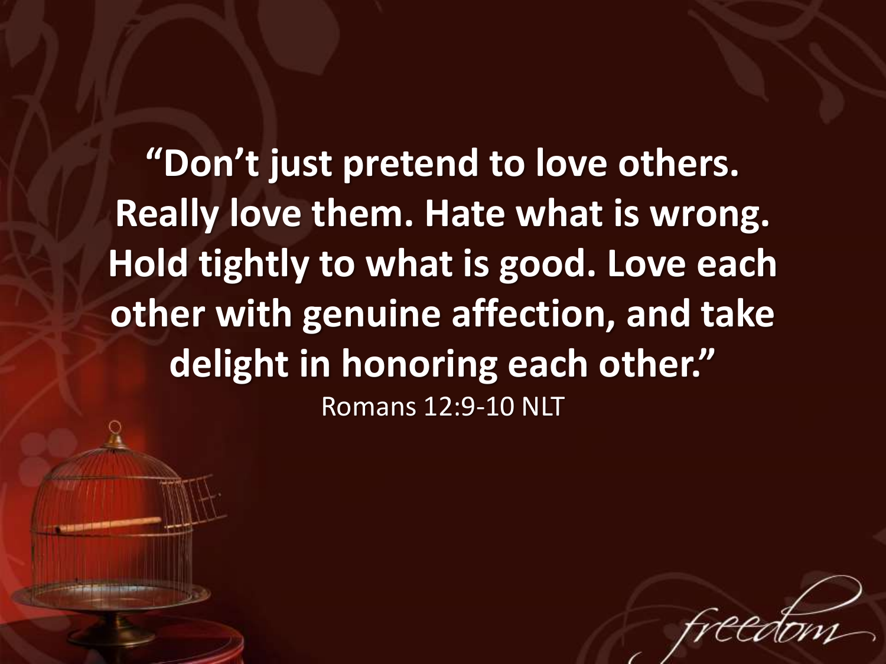**“Don’t just pretend to love others. Really love them. Hate what is wrong. Hold tightly to what is good. Love each other with genuine affection, and take delight in honoring each other.”**

Romans 12:9-10 NLT

*freedom*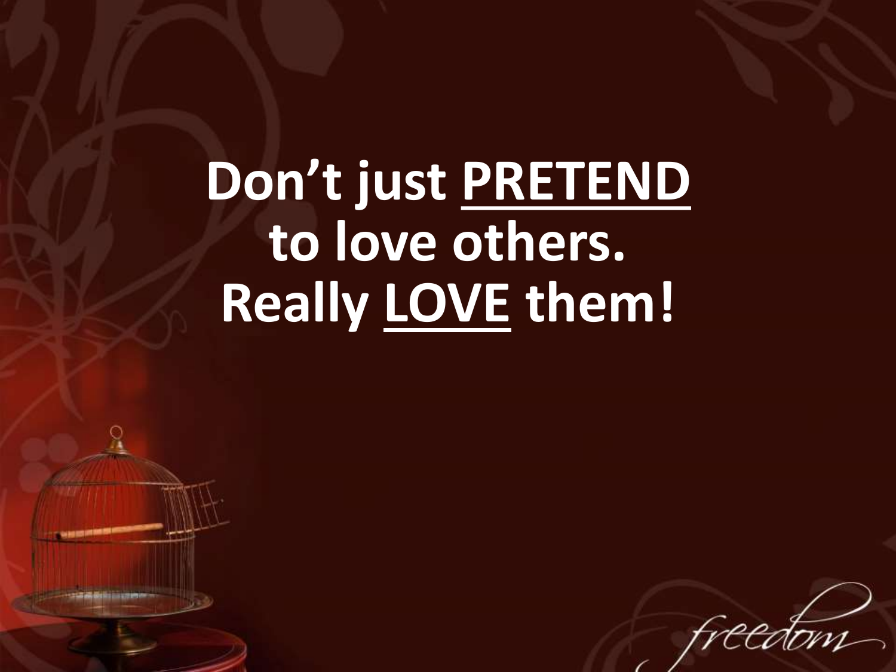Don’t just <u>PRETEND</u> to love others.
Really <u>LOVE</u> them!

*freedom*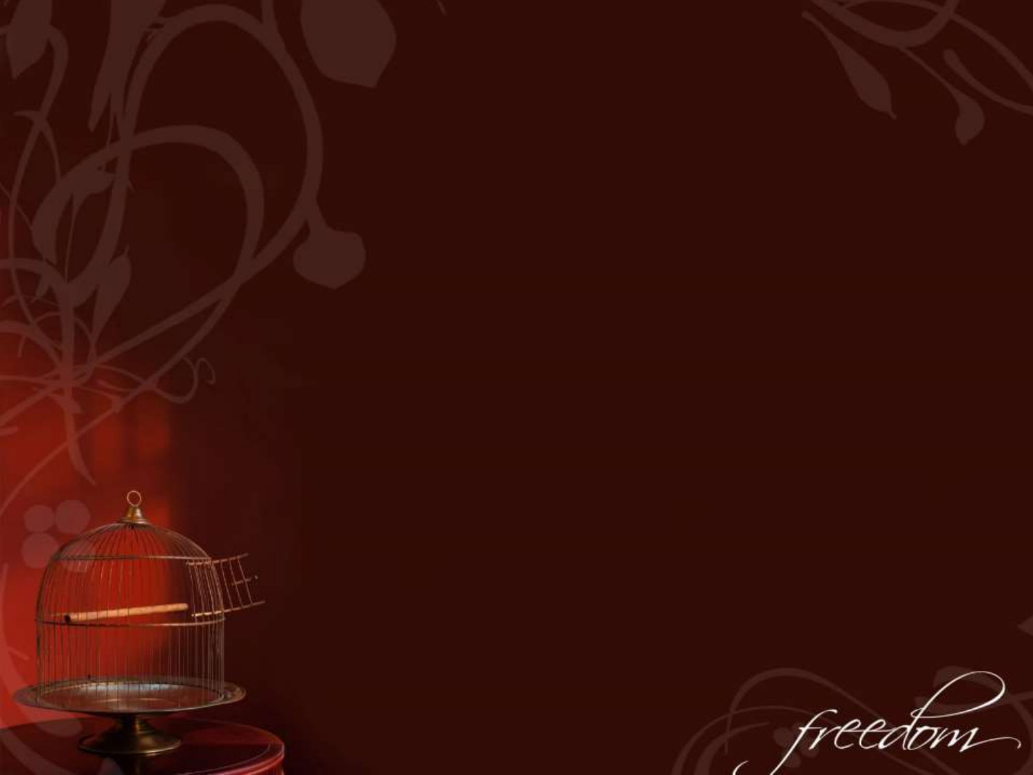freedom